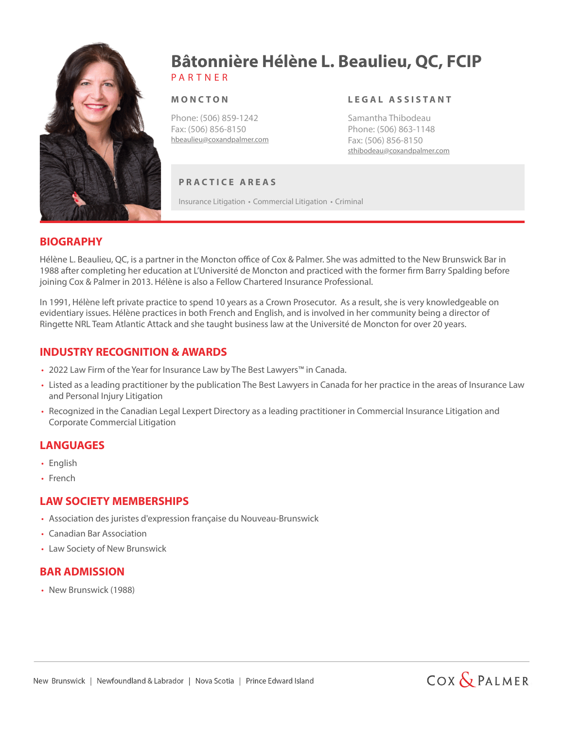# Bâtonnière Hélène L. Beaulieu, QC, FCIP

PARTNER

**MONCTON**

Phone: (506) 859-1242
Fax: (506) 856-8150
hbeaulieu@coxandpalmer.com

**LEGAL ASSISTANT**

Samantha Thibodeau
Phone: (506) 863-1148
Fax: (506) 856-8150
sthibodeau@coxandpalmer.com

**PRACTICE AREAS**

Insurance Litigation • Commercial Litigation • Criminal

## BIOGRAPHY

Hélène L. Beaulieu, QC, is a partner in the Moncton office of Cox & Palmer. She was admitted to the New Brunswick Bar in 1988 after completing her education at L'Université de Moncton and practiced with the former firm Barry Spalding before joining Cox & Palmer in 2013. Hélène is also a Fellow Chartered Insurance Professional.

In 1991, Hélène left private practice to spend 10 years as a Crown Prosecutor. As a result, she is very knowledgeable on evidentiary issues. Hélène practices in both French and English, and is involved in her community being a director of Ringette NRL Team Atlantic Attack and she taught business law at the Université de Moncton for over 20 years.

## INDUSTRY RECOGNITION & AWARDS

- 2022 Law Firm of the Year for Insurance Law by The Best Lawyers™ in Canada.
- Listed as a leading practitioner by the publication The Best Lawyers in Canada for her practice in the areas of Insurance Law and Personal Injury Litigation
- Recognized in the Canadian Legal Lexpert Directory as a leading practitioner in Commercial Insurance Litigation and Corporate Commercial Litigation

## LANGUAGES

- English
- French

## LAW SOCIETY MEMBERSHIPS

- Association des juristes d'expression française du Nouveau-Brunswick
- Canadian Bar Association
- Law Society of New Brunswick

## BAR ADMISSION

- New Brunswick (1988)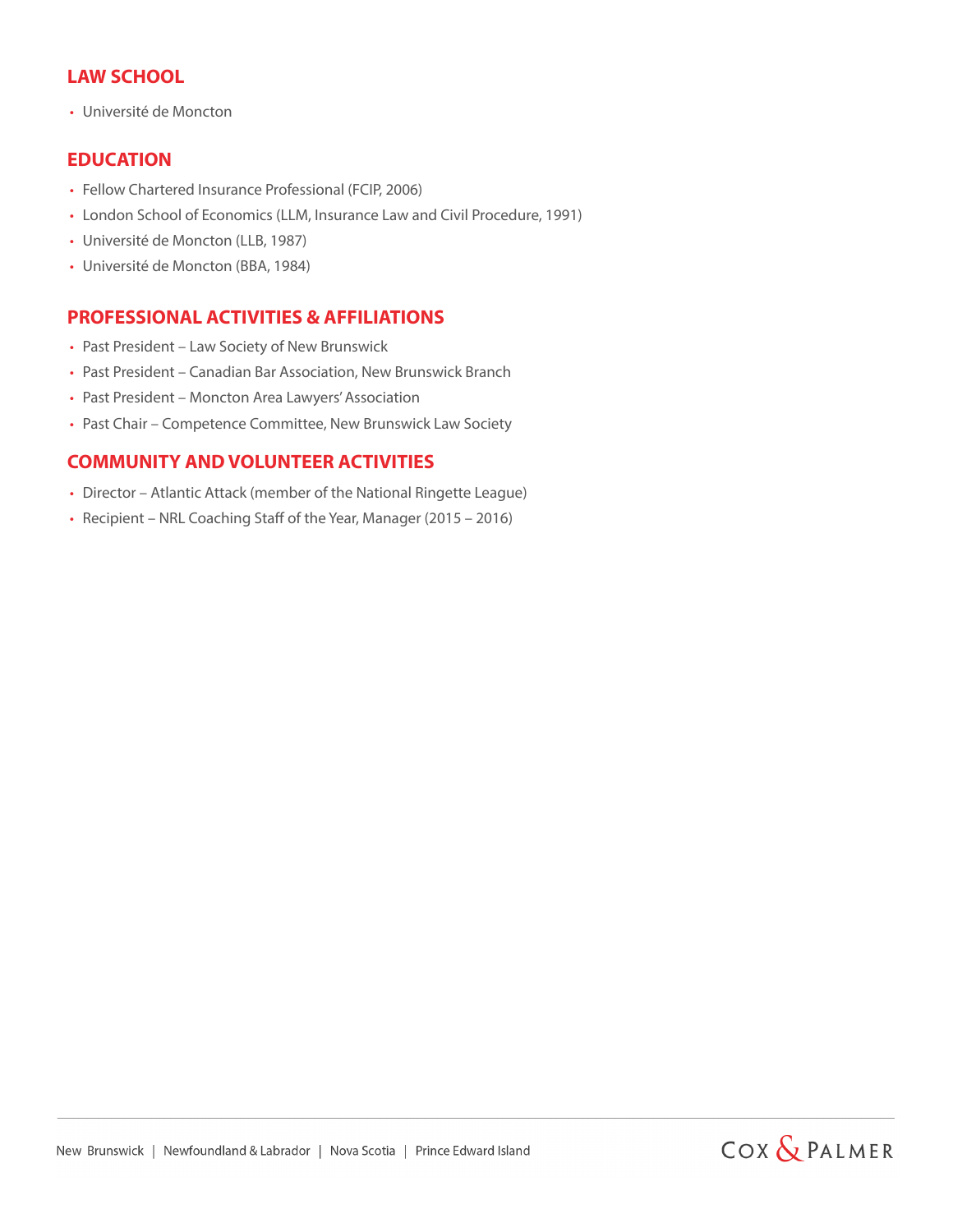## LAW SCHOOL

- Université de Moncton

## EDUCATION

- Fellow Chartered Insurance Professional (FCIP, 2006)
- London School of Economics (LLM, Insurance Law and Civil Procedure, 1991)
- Université de Moncton (LLB, 1987)
- Université de Moncton (BBA, 1984)

## PROFESSIONAL ACTIVITIES & AFFILIATIONS

- Past President – Law Society of New Brunswick
- Past President – Canadian Bar Association, New Brunswick Branch
- Past President – Moncton Area Lawyers' Association
- Past Chair – Competence Committee, New Brunswick Law Society

## COMMUNITY AND VOLUNTEER ACTIVITIES

- Director – Atlantic Attack (member of the National Ringette League)
- Recipient – NRL Coaching Staff of the Year, Manager (2015 – 2016)